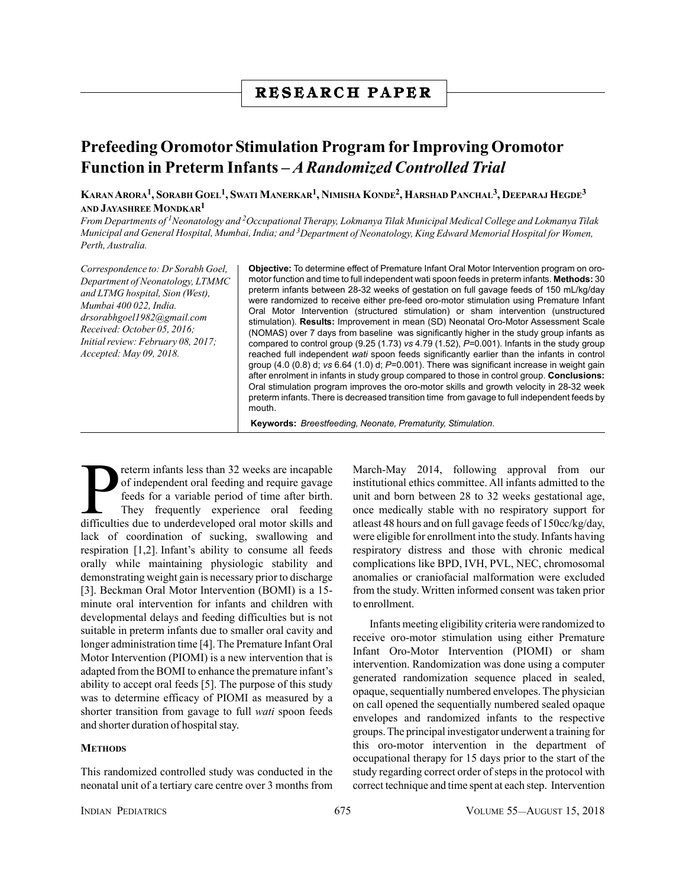RESEARCH PAPER

# Prefeeding Oromotor Stimulation Program for Improving Oromotor Function in Preterm Infants – *A Randomized Controlled Trial*

**Karan Arora[1], Sorabh Goel[1], Swati Manerkar[1], Nimisha Konde[2], Harshad Panchal[3], Deeparaj Hegde[3] and Jayashree Mondkar[1]**

*From Departments of [1]Neonatology and [2]Occupational Therapy, Lokmanya Tilak Municipal Medical College and Lokmanya Tilak Municipal and General Hospital, Mumbai, India; and [3]Department of Neonatology, King Edward Memorial Hospital for Women, Perth, Australia.*

*Correspondence to: Dr Sorabh Goel, Department of Neonatology, LTMMC and LTMG hospital, Sion (West), Mumbai 400 022, India. drsorabhgoel1982@gmail.com*
*Received: October 05, 2016; Initial review: February 08, 2017; Accepted: May 09, 2018.*

**Objective:** To determine effect of Premature Infant Oral Motor Intervention program on oro-motor function and time to full independent wati spoon feeds in preterm infants. **Methods:** 30 preterm infants between 28-32 weeks of gestation on full gavage feeds of 150 mL/kg/day were randomized to receive either pre-feed oro-motor stimulation using Premature Infant Oral Motor Intervention (structured stimulation) or sham intervention (unstructured stimulation). **Results:** Improvement in mean (SD) Neonatal Oro-Motor Assessment Scale (NOMAS) over 7 days from baseline was significantly higher in the study group infants as compared to control group (9.25 (1.73) *vs* 4.79 (1.52), *P*=0.001). Infants in the study group reached full independent *wati* spoon feeds significantly earlier than the infants in control group (4.0 (0.8) d; *vs* 6.64 (1.0) d; *P*=0.001). There was significant increase in weight gain after enrolment in infants in study group compared to those in control group. **Conclusions:** Oral stimulation program improves the oro-motor skills and growth velocity in 28-32 week preterm infants. There is decreased transition time from gavage to full independent feeds by mouth.

**Keywords:** *Breestfeeding, Neonate, Prematurity, Stimulation.*

Preterm infants less than 32 weeks are incapable of independent oral feeding and require gavage feeds for a variable period of time after birth. They frequently experience oral feeding difficulties due to underdeveloped oral motor skills and lack of coordination of sucking, swallowing and respiration [1,2]. Infant's ability to consume all feeds orally while maintaining physiologic stability and demonstrating weight gain is necessary prior to discharge [3]. Beckman Oral Motor Intervention (BOMI) is a 15-minute oral intervention for infants and children with developmental delays and feeding difficulties but is not suitable in preterm infants due to smaller oral cavity and longer administration time [4]. The Premature Infant Oral Motor Intervention (PIOMI) is a new intervention that is adapted from the BOMI to enhance the premature infant's ability to accept oral feeds [5]. The purpose of this study was to determine efficacy of PIOMI as measured by a shorter transition from gavage to full *wati* spoon feeds and shorter duration of hospital stay.

## Methods

This randomized controlled study was conducted in the neonatal unit of a tertiary care centre over 3 months from March-May 2014, following approval from our institutional ethics committee. All infants admitted to the unit and born between 28 to 32 weeks gestational age, once medically stable with no respiratory support for atleast 48 hours and on full gavage feeds of 150cc/kg/day, were eligible for enrollment into the study. Infants having respiratory distress and those with chronic medical complications like BPD, IVH, PVL, NEC, chromosomal anomalies or craniofacial malformation were excluded from the study. Written informed consent was taken prior to enrollment.

Infants meeting eligibility criteria were randomized to receive oro-motor stimulation using either Premature Infant Oro-Motor Intervention (PIOMI) or sham intervention. Randomization was done using a computer generated randomization sequence placed in sealed, opaque, sequentially numbered envelopes. The physician on call opened the sequentially numbered sealed opaque envelopes and randomized infants to the respective groups. The principal investigator underwent a training for this oro-motor intervention in the department of occupational therapy for 15 days prior to the start of the study regarding correct order of steps in the protocol with correct technique and time spent at each step. Intervention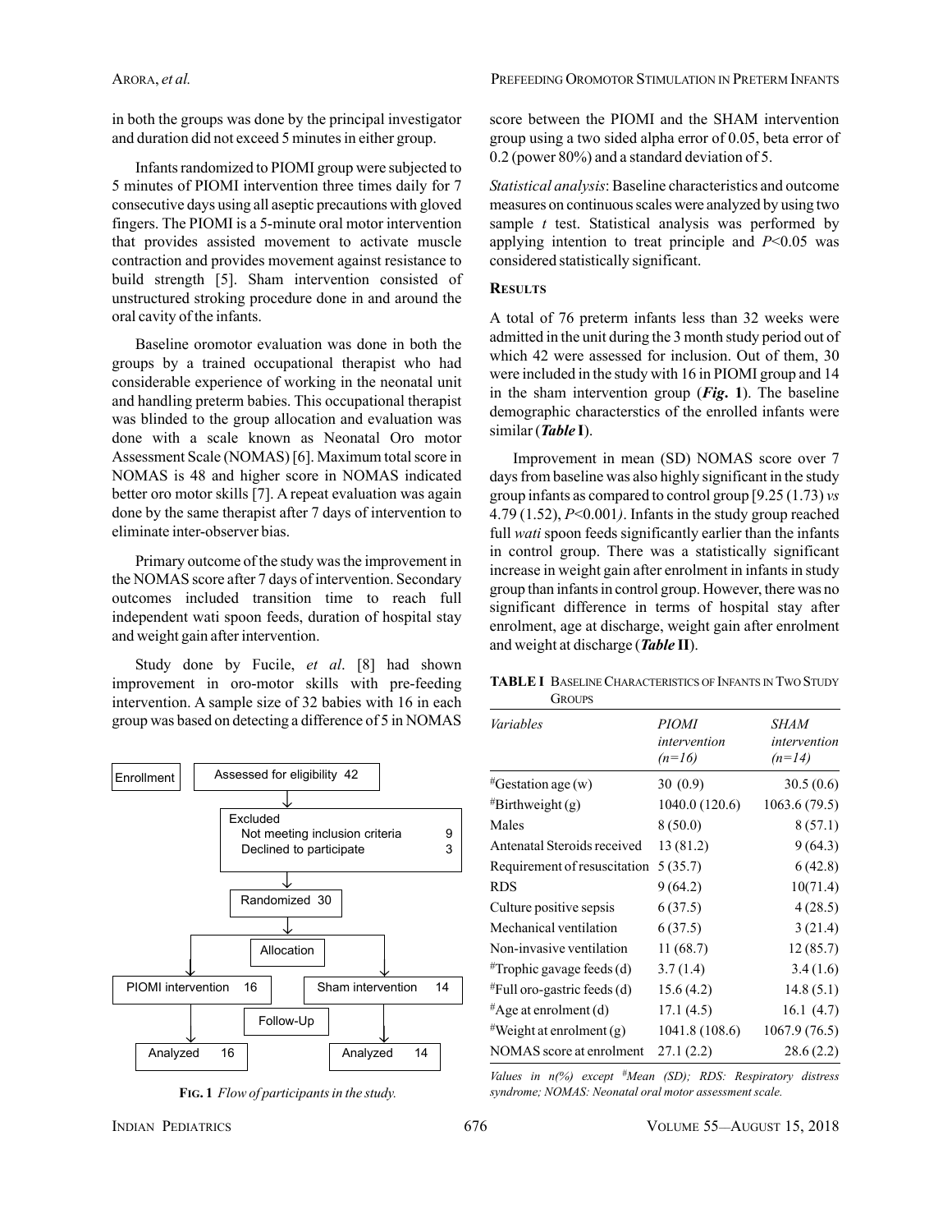in both the groups was done by the principal investigator and duration did not exceed 5 minutes in either group.

Infants randomized to PIOMI group were subjected to 5 minutes of PIOMI intervention three times daily for 7 consecutive days using all aseptic precautions with gloved fingers. The PIOMI is a 5-minute oral motor intervention that provides assisted movement to activate muscle contraction and provides movement against resistance to build strength [5]. Sham intervention consisted of unstructured stroking procedure done in and around the oral cavity of the infants.

Baseline oromotor evaluation was done in both the groups by a trained occupational therapist who had considerable experience of working in the neonatal unit and handling preterm babies. This occupational therapist was blinded to the group allocation and evaluation was done with a scale known as Neonatal Oro motor Assessment Scale (NOMAS) [6]. Maximum total score in NOMAS is 48 and higher score in NOMAS indicated better oro motor skills [7]. A repeat evaluation was again done by the same therapist after 7 days of intervention to eliminate inter-observer bias.

Primary outcome of the study was the improvement in the NOMAS score after 7 days of intervention. Secondary outcomes included transition time to reach full independent wati spoon feeds, duration of hospital stay and weight gain after intervention.

Study done by Fucile, *et al*. [8] had shown improvement in oro-motor skills with pre-feeding intervention. A sample size of 32 babies with 16 in each group was based on detecting a difference of 5 in NOMAS score between the PIOMI and the SHAM intervention group using a two sided alpha error of 0.05, beta error of 0.2 (power 80%) and a standard deviation of 5.

*Statistical analysis*: Baseline characteristics and outcome measures on continuous scales were analyzed by using two sample *t* test. Statistical analysis was performed by applying intention to treat principle and $P<0.05$ was considered statistically significant.

Enrollment

Assessed for eligibility 42

Excluded
Not meeting inclusion criteria 9
Declined to participate 3

Randomized 30

Allocation

PIOMI intervention 16

Sham intervention 14

Follow-Up

Analyzed 16

Analyzed 14

**Fig. 1** *Flow of participants in the study.*

## Results

A total of 76 preterm infants less than 32 weeks were admitted in the unit during the 3 month study period out of which 42 were assessed for inclusion. Out of them, 30 were included in the study with 16 in PIOMI group and 14 in the sham intervention group (***Fig. 1***). The baseline demographic characterstics of the enrolled infants were similar (***Table* I**).

Improvement in mean (SD) NOMAS score over 7 days from baseline was also highly significant in the study group infants as compared to control group [9.25 (1.73) *vs* 4.79 (1.52), $P<0.001$]. Infants in the study group reached full *wati* spoon feeds significantly earlier than the infants in control group. There was a statistically significant increase in weight gain after enrolment in infants in study group than infants in control group. However, there was no significant difference in terms of hospital stay after enrolment, age at discharge, weight gain after enrolment and weight at discharge (***Table* II**).

**TABLE I** Baseline Characteristics of Infants in Two Study Groups

| *Variables* | *PIOMI intervention (n=16)* | *SHAM intervention (n=14)* |
|---|---|---|
| #Gestation age (w) | 30 (0.9) | 30.5 (0.6) |
| #Birthweight (g) | 1040.0 (120.6) | 1063.6 (79.5) |
| Males | 8 (50.0) | 8 (57.1) |
| Antenatal Steroids received | 13 (81.2) | 9 (64.3) |
| Requirement of resuscitation | 5 (35.7) | 6 (42.8) |
| RDS | 9 (64.2) | 10(71.4) |
| Culture positive sepsis | 6 (37.5) | 4 (28.5) |
| Mechanical ventilation | 6 (37.5) | 3 (21.4) |
| Non-invasive ventilation | 11 (68.7) | 12 (85.7) |
| #Trophic gavage feeds (d) | 3.7 (1.4) | 3.4 (1.6) |
| #Full oro-gastric feeds (d) | 15.6 (4.2) | 14.8 (5.1) |
| #Age at enrolment (d) | 17.1 (4.5) | 16.1 (4.7) |
| #Weight at enrolment (g) | 1041.8 (108.6) | 1067.9 (76.5) |
| NOMAS score at enrolment | 27.1 (2.2) | 28.6 (2.2) |

*Values in n(%) except #Mean (SD); RDS: Respiratory distress syndrome; NOMAS: Neonatal oral motor assessment scale.*